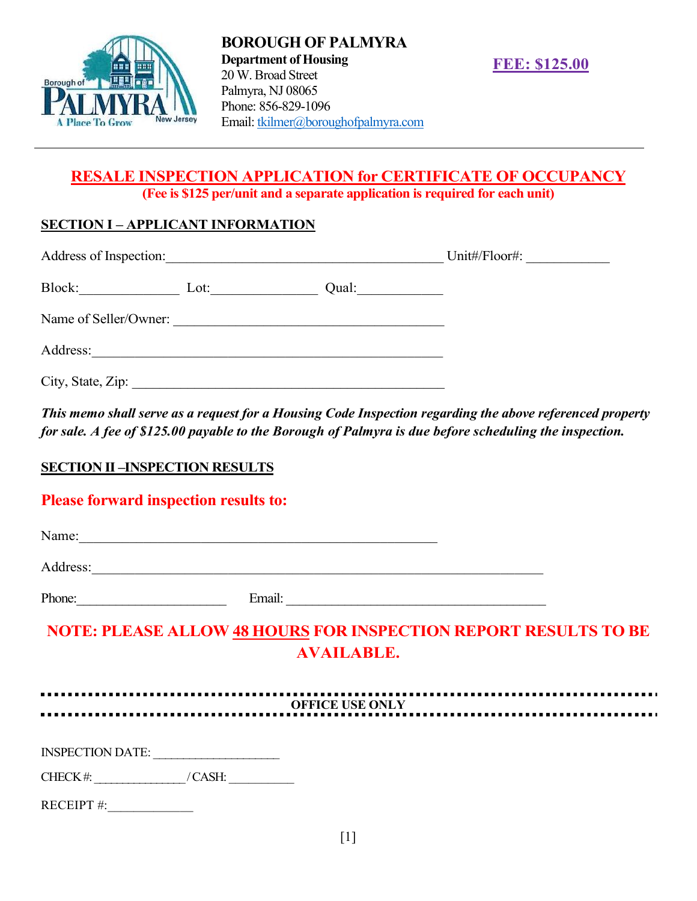**BOROUGH OF PALMYRA**
**Department of Housing**
20 W. Broad Street
Palmyra, NJ 08065
Phone: 856-829-1096
Email: tkilmer@boroughofpalmyra.com

**FEE: $125.00**

---

# RESALE INSPECTION APPLICATION for CERTIFICATE OF OCCUPANCY

**(Fee is $125 per/unit and a separate application is required for each unit)**

## SECTION I – APPLICANT INFORMATION

Address of Inspection:________________________________________ Unit#/Floor#: ____________

Block:______________ Lot:_______________ Qual:____________

Name of Seller/Owner: ________________________________________

Address:____________________________________________________

City, State, Zip: _____________________________________________

***This memo shall serve as a request for a Housing Code Inspection regarding the above referenced property for sale. A fee of $125.00 payable to the Borough of Palmyra is due before scheduling the inspection.***

## SECTION II –INSPECTION RESULTS

**Please forward inspection results to:**

Name:____________________________________________________

Address:________________________________________________________________

Phone:______________________ Email: ______________________________________

**NOTE: PLEASE ALLOW 48 HOURS FOR INSPECTION REPORT RESULTS TO BE AVAILABLE.**

---

**OFFICE USE ONLY**

---

INSPECTION DATE: ___________________

CHECK #: ______________ / CASH: __________

RECEIPT #:_____________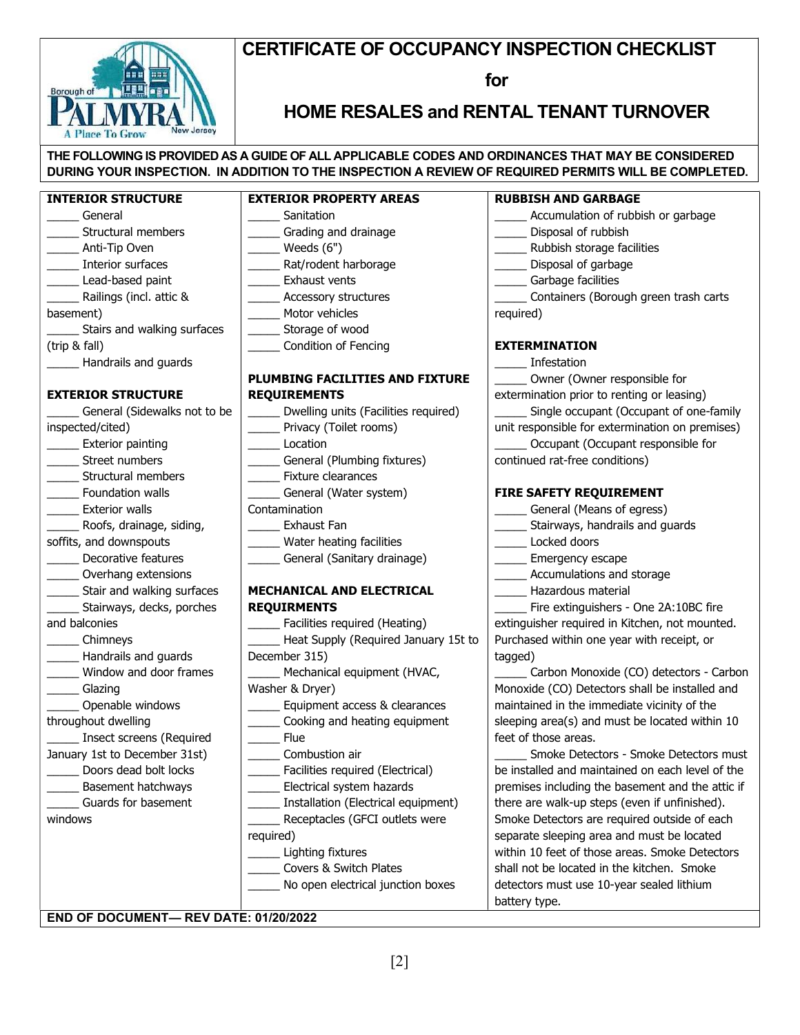# CERTIFICATE OF OCCUPANCY INSPECTION CHECKLIST

**for**

# HOME RESALES and RENTAL TENANT TURNOVER

**THE FOLLOWING IS PROVIDED AS A GUIDE OF ALL APPLICABLE CODES AND ORDINANCES THAT MAY BE CONSIDERED DURING YOUR INSPECTION. IN ADDITION TO THE INSPECTION A REVIEW OF REQUIRED PERMITS WILL BE COMPLETED.**

**INTERIOR STRUCTURE**

_____ General
_____ Structural members
_____ Anti-Tip Oven
_____ Interior surfaces
_____ Lead-based paint
_____ Railings (incl. attic & basement)
_____ Stairs and walking surfaces (trip & fall)
_____ Handrails and guards

**EXTERIOR STRUCTURE**

_____ General (Sidewalks not to be inspected/cited)
_____ Exterior painting
_____ Street numbers
_____ Structural members
_____ Foundation walls
_____ Exterior walls
_____ Roofs, drainage, siding, soffits, and downspouts
_____ Decorative features
_____ Overhang extensions
_____ Stair and walking surfaces
_____ Stairways, decks, porches and balconies
_____ Chimneys
_____ Handrails and guards
_____ Window and door frames
_____ Glazing
_____ Openable windows throughout dwelling
_____ Insect screens (Required January 1st to December 31st)
_____ Doors dead bolt locks
_____ Basement hatchways
_____ Guards for basement windows

**EXTERIOR PROPERTY AREAS**

_____ Sanitation
_____ Grading and drainage
_____ Weeds (6")
_____ Rat/rodent harborage
_____ Exhaust vents
_____ Accessory structures
_____ Motor vehicles
_____ Storage of wood
_____ Condition of Fencing

**PLUMBING FACILITIES AND FIXTURE REQUIREMENTS**

_____ Dwelling units (Facilities required)
_____ Privacy (Toilet rooms)
_____ Location
_____ General (Plumbing fixtures)
_____ Fixture clearances
_____ General (Water system) Contamination
_____ Exhaust Fan
_____ Water heating facilities
_____ General (Sanitary drainage)

**MECHANICAL AND ELECTRICAL REQUIRMENTS**

_____ Facilities required (Heating)
_____ Heat Supply (Required January 15t to December 315)
_____ Mechanical equipment (HVAC, Washer & Dryer)
_____ Equipment access & clearances
_____ Cooking and heating equipment
_____ Flue
_____ Combustion air
_____ Facilities required (Electrical)
_____ Electrical system hazards
_____ Installation (Electrical equipment)
_____ Receptacles (GFCI outlets were required)
_____ Lighting fixtures
_____ Covers & Switch Plates
_____ No open electrical junction boxes

**RUBBISH AND GARBAGE**

_____ Accumulation of rubbish or garbage
_____ Disposal of rubbish
_____ Rubbish storage facilities
_____ Disposal of garbage
_____ Garbage facilities
_____ Containers (Borough green trash carts required)

**EXTERMINATION**

_____ Infestation
_____ Owner (Owner responsible for extermination prior to renting or leasing)
_____ Single occupant (Occupant of one-family unit responsible for extermination on premises)
_____ Occupant (Occupant responsible for continued rat-free conditions)

**FIRE SAFETY REQUIREMENT**

_____ General (Means of egress)
_____ Stairways, handrails and guards
_____ Locked doors
_____ Emergency escape
_____ Accumulations and storage
_____ Hazardous material
_____ Fire extinguishers - One 2A:10BC fire extinguisher required in Kitchen, not mounted. Purchased within one year with receipt, or tagged)
_____ Carbon Monoxide (CO) detectors - Carbon Monoxide (CO) Detectors shall be installed and maintained in the immediate vicinity of the sleeping area(s) and must be located within 10 feet of those areas.
_____ Smoke Detectors - Smoke Detectors must be installed and maintained on each level of the premises including the basement and the attic if there are walk-up steps (even if unfinished). Smoke Detectors are required outside of each separate sleeping area and must be located within 10 feet of those areas. Smoke Detectors shall not be located in the kitchen. Smoke detectors must use 10-year sealed lithium battery type.

**END OF DOCUMENT— REV DATE: 01/20/2022**